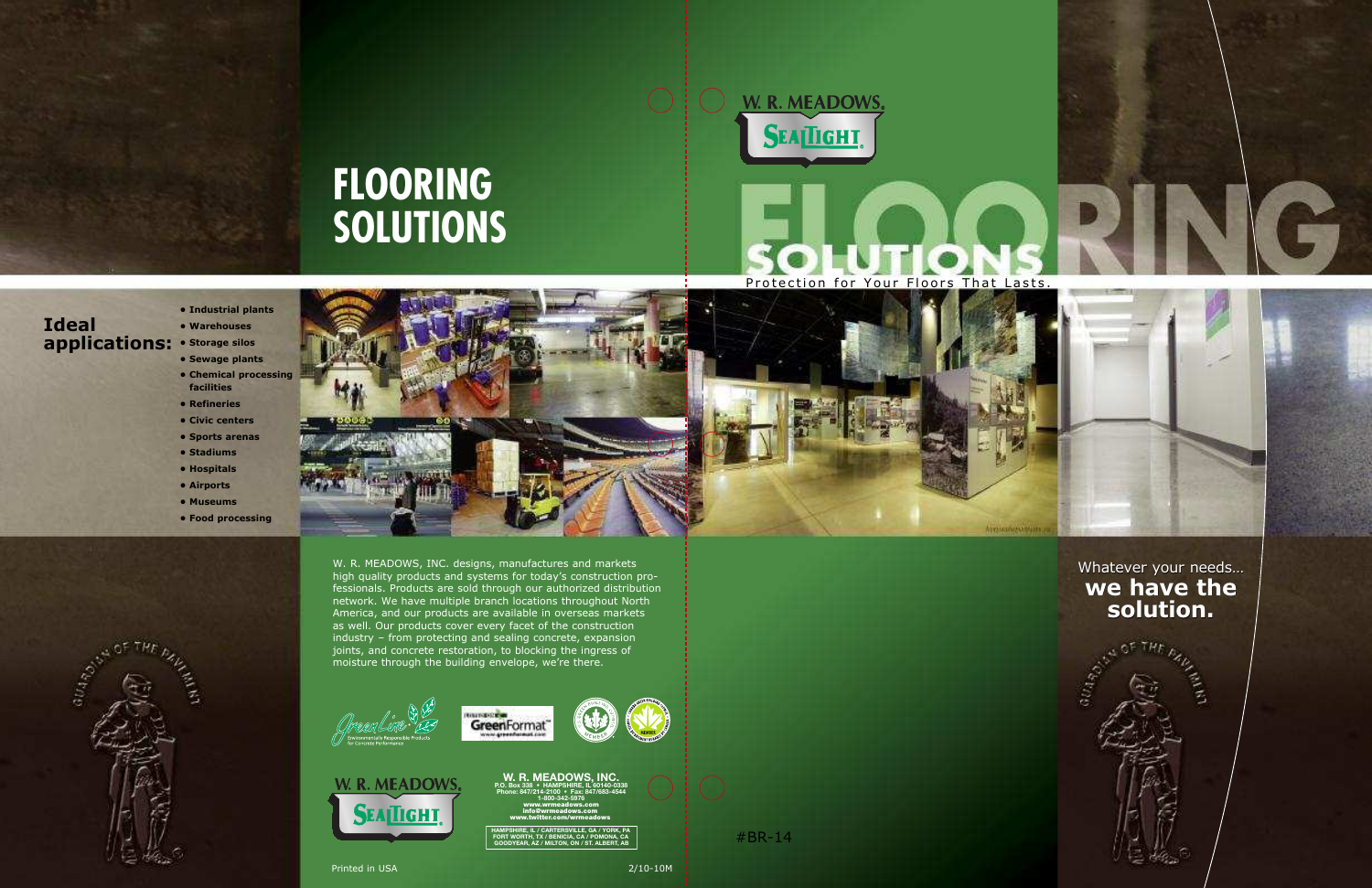# FLOORING SOLUTIONS

**Ideal applications:**

- Industrial plants
- Warehouses
- Storage silos
- Sewage plants
- Chemical processing facilities
- Refineries
- Civic centers
- Sports arenas
- Stadiums
- Hospitals
- Airports
- Museums
- Food processing

W. R. MEADOWS, INC. designs, manufactures and markets high quality products and systems for today's construction professionals. Products are sold through our authorized distribution network. We have multiple branch locations throughout North America, and our products are available in overseas markets as well. Our products cover every facet of the construction industry – from protecting and sealing concrete, expansion joints, and concrete restoration, to blocking the ingress of moisture through the building envelope, we're there.

GreenLine – Environmentally Responsible Products for Concrete Performance

GreenFormat – www.greenformat.com

W. R. MEADOWS. SEALTIGHT.

**W. R. MEADOWS, INC.**
P.O. Box 338 • HAMPSHIRE, IL 60140-0338
Phone: 847/214-2100 • Fax: 847/683-4544
1-800-342-5976
www.wrmeadows.com
info@wrmeadows.com
www.twitter.com/wrmeadows

HAMPSHIRE, IL / CARTERSVILLE, GA / YORK, PA
FORT WORTH, TX / BENICIA, CA / POMONA, CA
GOODYEAR, AZ / MILTON, ON / ST. ALBERT, AB

Printed in USA 2/10-10M

#BR-14

W. R. MEADOWS. SEALTIGHT.

# FLOORING SOLUTIONS

Protection for Your Floors That Lasts.

Whatever your needs…
**we have the solution.**

GUARDIAN OF THE PAVEMENT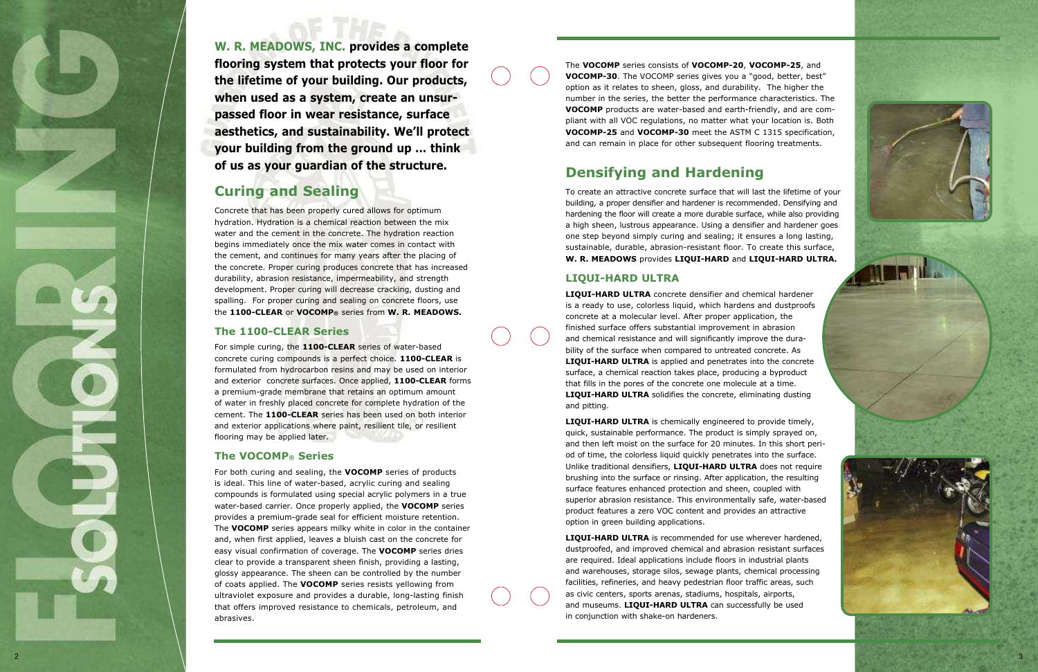**W. R. MEADOWS, INC. provides a complete flooring system that protects your floor for the lifetime of your building. Our products, when used as a system, create an unsurpassed floor in wear resistance, surface aesthetics, and sustainability. We'll protect your building from the ground up ... think of us as your guardian of the structure.**

## Curing and Sealing

Concrete that has been properly cured allows for optimum hydration. Hydration is a chemical reaction between the mix water and the cement in the concrete. The hydration reaction begins immediately once the mix water comes in contact with the cement, and continues for many years after the placing of the concrete. Proper curing produces concrete that has increased durability, abrasion resistance, impermeability, and strength development. Proper curing will decrease cracking, dusting and spalling. For proper curing and sealing on concrete floors, use the **1100-CLEAR** or **VOCOMP®** series from **W. R. MEADOWS.**

### The 1100-CLEAR Series

For simple curing, the **1100-CLEAR** series of water-based concrete curing compounds is a perfect choice. **1100-CLEAR** is formulated from hydrocarbon resins and may be used on interior and exterior concrete surfaces. Once applied, **1100-CLEAR** forms a premium-grade membrane that retains an optimum amount of water in freshly placed concrete for complete hydration of the cement. The **1100-CLEAR** series has been used on both interior and exterior applications where paint, resilient tile, or resilient flooring may be applied later.

### The VOCOMP® Series

For both curing and sealing, the **VOCOMP** series of products is ideal. This line of water-based, acrylic curing and sealing compounds is formulated using special acrylic polymers in a true water-based carrier. Once properly applied, the **VOCOMP** series provides a premium-grade seal for efficient moisture retention. The **VOCOMP** series appears milky white in color in the container and, when first applied, leaves a bluish cast on the concrete for easy visual confirmation of coverage. The **VOCOMP** series dries clear to provide a transparent sheen finish, providing a lasting, glossy appearance. The sheen can be controlled by the number of coats applied. The **VOCOMP** series resists yellowing from ultraviolet exposure and provides a durable, long-lasting finish that offers improved resistance to chemicals, petroleum, and abrasives.

The **VOCOMP** series consists of **VOCOMP-20**, **VOCOMP-25**, and **VOCOMP-30**. The VOCOMP series gives you a "good, better, best" option as it relates to sheen, gloss, and durability. The higher the number in the series, the better the performance characteristics. The **VOCOMP** products are water-based and earth-friendly, and are compliant with all VOC regulations, no matter what your location is. Both **VOCOMP-25** and **VOCOMP-30** meet the ASTM C 1315 specification, and can remain in place for other subsequent flooring treatments.

## Densifying and Hardening

To create an attractive concrete surface that will last the lifetime of your building, a proper densifier and hardener is recommended. Densifying and hardening the floor will create a more durable surface, while also providing a high sheen, lustrous appearance. Using a densifier and hardener goes one step beyond simply curing and sealing; it ensures a long lasting, sustainable, durable, abrasion-resistant floor. To create this surface, **W. R. MEADOWS** provides **LIQUI-HARD** and **LIQUI-HARD ULTRA.**

### LIQUI-HARD ULTRA

**LIQUI-HARD ULTRA** concrete densifier and chemical hardener is a ready to use, colorless liquid, which hardens and dustproofs concrete at a molecular level. After proper application, the finished surface offers substantial improvement in abrasion and chemical resistance and will significantly improve the durability of the surface when compared to untreated concrete. As **LIQUI-HARD ULTRA** is applied and penetrates into the concrete surface, a chemical reaction takes place, producing a byproduct that fills in the pores of the concrete one molecule at a time. **LIQUI-HARD ULTRA** solidifies the concrete, eliminating dusting and pitting.

**LIQUI-HARD ULTRA** is chemically engineered to provide timely, quick, sustainable performance. The product is simply sprayed on, and then left moist on the surface for 20 minutes. In this short period of time, the colorless liquid quickly penetrates into the surface. Unlike traditional densifiers, **LIQUI-HARD ULTRA** does not require brushing into the surface or rinsing. After application, the resulting surface features enhanced protection and sheen, coupled with superior abrasion resistance. This environmentally safe, water-based product features a zero VOC content and provides an attractive option in green building applications.

**LIQUI-HARD ULTRA** is recommended for use wherever hardened, dustproofed, and improved chemical and abrasion resistant surfaces are required. Ideal applications include floors in industrial plants and warehouses, storage silos, sewage plants, chemical processing facilities, refineries, and heavy pedestrian floor traffic areas, such as civic centers, sports arenas, stadiums, hospitals, airports, and museums. **LIQUI-HARD ULTRA** can successfully be used in conjunction with shake-on hardeners.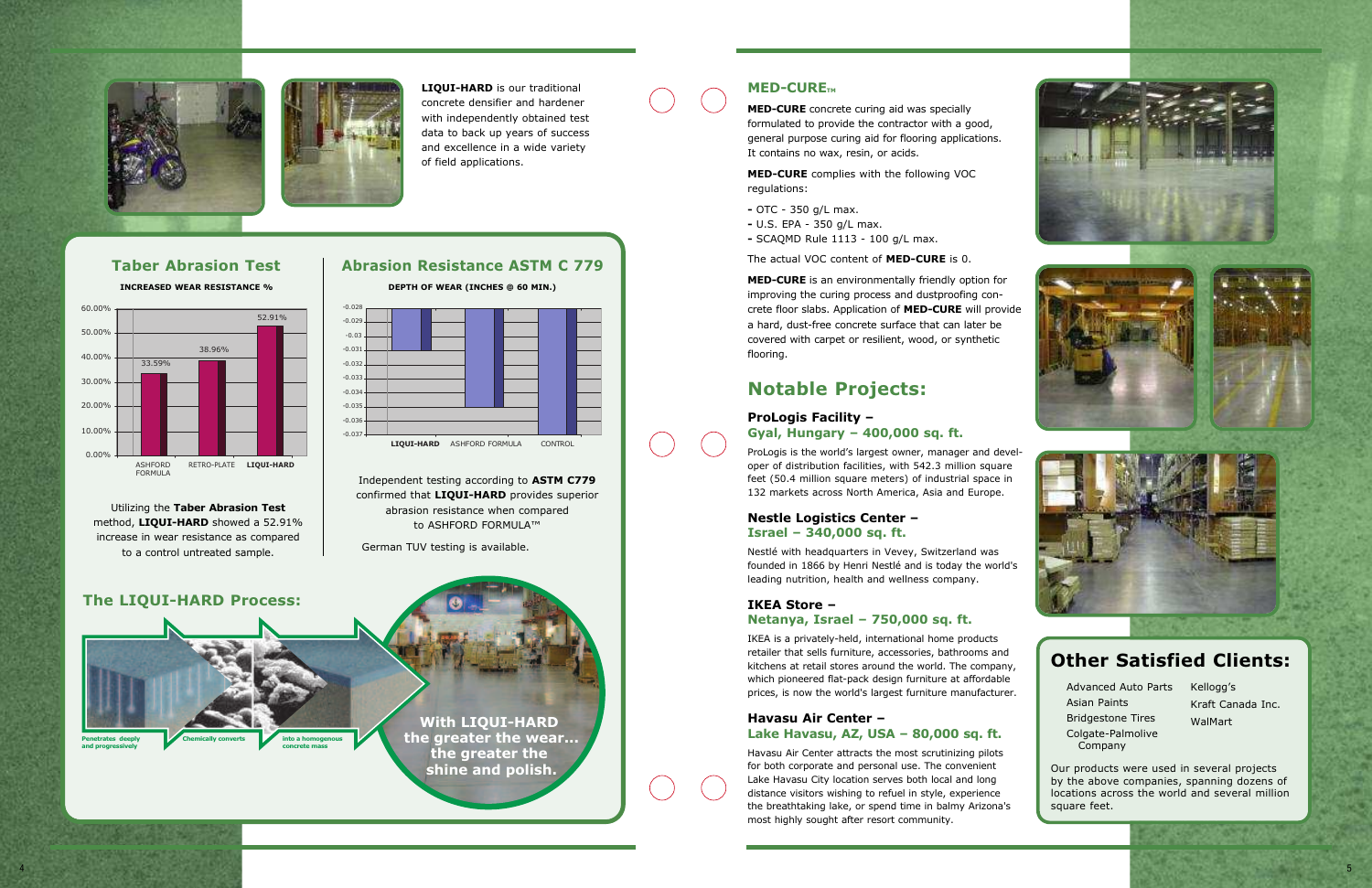**LIQUI-HARD** is our traditional concrete densifier and hardener with independently obtained test data to back up years of success and excellence in a wide variety of field applications.

## Taber Abrasion Test

**INCREASED WEAR RESISTANCE %**

| | ASHFORD FORMULA | RETRO-PLATE | LIQUI-HARD |
|---|---|---|---|
| Increased wear resistance % | 33.59% | 38.96% | 52.91% |

Utilizing the **Taber Abrasion Test** method, **LIQUI-HARD** showed a 52.91% increase in wear resistance as compared to a control untreated sample.

## Abrasion Resistance ASTM C 779

**DEPTH OF WEAR (INCHES @ 60 MIN.)**

Chart categories: LIQUI-HARD, ASHFORD FORMULA, CONTROL

Independent testing according to **ASTM C779** confirmed that **LIQUI-HARD** provides superior abrasion resistance when compared to ASHFORD FORMULA™

German TUV testing is available.

## The LIQUI-HARD Process:

Penetrates deeply and progressively → Chemically converts → into a homogenous concrete mass

**With LIQUI-HARD the greater the wear... the greater the shine and polish.**

## MED-CURE™

**MED-CURE** concrete curing aid was specially formulated to provide the contractor with a good, general purpose curing aid for flooring applications. It contains no wax, resin, or acids.

**MED-CURE** complies with the following VOC regulations:

- OTC - 350 g/L max.
- U.S. EPA - 350 g/L max.
- SCAQMD Rule 1113 - 100 g/L max.

The actual VOC content of **MED-CURE** is 0.

**MED-CURE** is an environmentally friendly option for improving the curing process and dustproofing concrete floor slabs. Application of **MED-CURE** will provide a hard, dust-free concrete surface that can later be covered with carpet or resilient, wood, or synthetic flooring.

## Notable Projects:

### ProLogis Facility – Gyal, Hungary – 400,000 sq. ft.

ProLogis is the world's largest owner, manager and developer of distribution facilities, with 542.3 million square feet (50.4 million square meters) of industrial space in 132 markets across North America, Asia and Europe.

### Nestle Logistics Center – Israel – 340,000 sq. ft.

Nestlé with headquarters in Vevey, Switzerland was founded in 1866 by Henri Nestlé and is today the world's leading nutrition, health and wellness company.

### IKEA Store – Netanya, Israel – 750,000 sq. ft.

IKEA is a privately-held, international home products retailer that sells furniture, accessories, bathrooms and kitchens at retail stores around the world. The company, which pioneered flat-pack design furniture at affordable prices, is now the world's largest furniture manufacturer.

### Havasu Air Center – Lake Havasu, AZ, USA – 80,000 sq. ft.

Havasu Air Center attracts the most scrutinizing pilots for both corporate and personal use. The convenient Lake Havasu City location serves both local and long distance visitors wishing to refuel in style, experience the breathtaking lake, or spend time in balmy Arizona's most highly sought after resort community.

## Other Satisfied Clients:

- Advanced Auto Parts
- Asian Paints
- Bridgestone Tires
- Colgate-Palmolive Company
- Kellogg's
- Kraft Canada Inc.
- WalMart

Our products were used in several projects by the above companies, spanning dozens of locations across the world and several million square feet.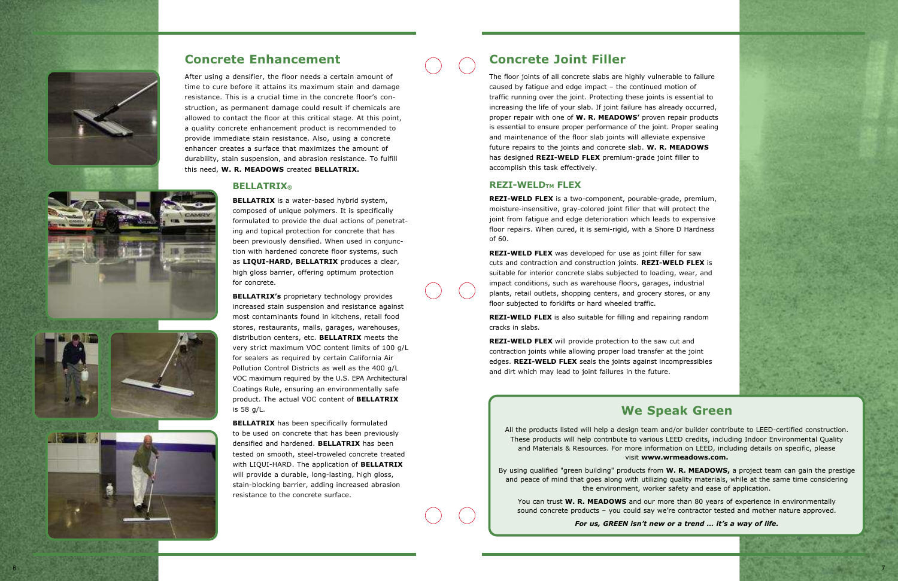## Concrete Enhancement

After using a densifier, the floor needs a certain amount of time to cure before it attains its maximum stain and damage resistance. This is a crucial time in the concrete floor's construction, as permanent damage could result if chemicals are allowed to contact the floor at this critical stage. At this point, a quality concrete enhancement product is recommended to provide immediate stain resistance. Also, using a concrete enhancer creates a surface that maximizes the amount of durability, stain suspension, and abrasion resistance. To fulfill this need, **W. R. MEADOWS** created **BELLATRIX.**

### BELLATRIX®

**BELLATRIX** is a water-based hybrid system, composed of unique polymers. It is specifically formulated to provide the dual actions of penetrating and topical protection for concrete that has been previously densified. When used in conjunction with hardened concrete floor systems, such as **LIQUI-HARD, BELLATRIX** produces a clear, high gloss barrier, offering optimum protection for concrete.

**BELLATRIX's** proprietary technology provides increased stain suspension and resistance against most contaminants found in kitchens, retail food stores, restaurants, malls, garages, warehouses, distribution centers, etc. **BELLATRIX** meets the very strict maximum VOC content limits of 100 g/L for sealers as required by certain California Air Pollution Control Districts as well as the 400 g/L VOC maximum required by the U.S. EPA Architectural Coatings Rule, ensuring an environmentally safe product. The actual VOC content of **BELLATRIX** is 58 g/L.

**BELLATRIX** has been specifically formulated to be used on concrete that has been previously densified and hardened. **BELLATRIX** has been tested on smooth, steel-troweled concrete treated with LIQUI-HARD. The application of **BELLATRIX** will provide a durable, long-lasting, high gloss, stain-blocking barrier, adding increased abrasion resistance to the concrete surface.

## Concrete Joint Filler

The floor joints of all concrete slabs are highly vulnerable to failure caused by fatigue and edge impact – the continued motion of traffic running over the joint. Protecting these joints is essential to increasing the life of your slab. If joint failure has already occurred, proper repair with one of **W. R. MEADOWS'** proven repair products is essential to ensure proper performance of the joint. Proper sealing and maintenance of the floor slab joints will alleviate expensive future repairs to the joints and concrete slab. **W. R. MEADOWS** has designed **REZI-WELD FLEX** premium-grade joint filler to accomplish this task effectively.

### REZI-WELD™ FLEX

**REZI-WELD FLEX** is a two-component, pourable-grade, premium, moisture-insensitive, gray-colored joint filler that will protect the joint from fatigue and edge deterioration which leads to expensive floor repairs. When cured, it is semi-rigid, with a Shore D Hardness of 60.

**REZI-WELD FLEX** was developed for use as joint filler for saw cuts and contraction and construction joints. **REZI-WELD FLEX** is suitable for interior concrete slabs subjected to loading, wear, and impact conditions, such as warehouse floors, garages, industrial plants, retail outlets, shopping centers, and grocery stores, or any floor subjected to forklifts or hard wheeled traffic.

**REZI-WELD FLEX** is also suitable for filling and repairing random cracks in slabs.

**REZI-WELD FLEX** will provide protection to the saw cut and contraction joints while allowing proper load transfer at the joint edges. **REZI-WELD FLEX** seals the joints against incompressibles and dirt which may lead to joint failures in the future.

## We Speak Green

All the products listed will help a design team and/or builder contribute to LEED-certified construction. These products will help contribute to various LEED credits, including Indoor Environmental Quality and Materials & Resources. For more information on LEED, including details on specific, please visit **www.wrmeadows.com.**

By using qualified "green building" products from **W. R. MEADOWS,** a project team can gain the prestige and peace of mind that goes along with utilizing quality materials, while at the same time considering the environment, worker safety and ease of application.

You can trust **W. R. MEADOWS** and our more than 80 years of experience in environmentally sound concrete products – you could say we're contractor tested and mother nature approved.

***For us, GREEN isn't new or a trend … it's a way of life.***